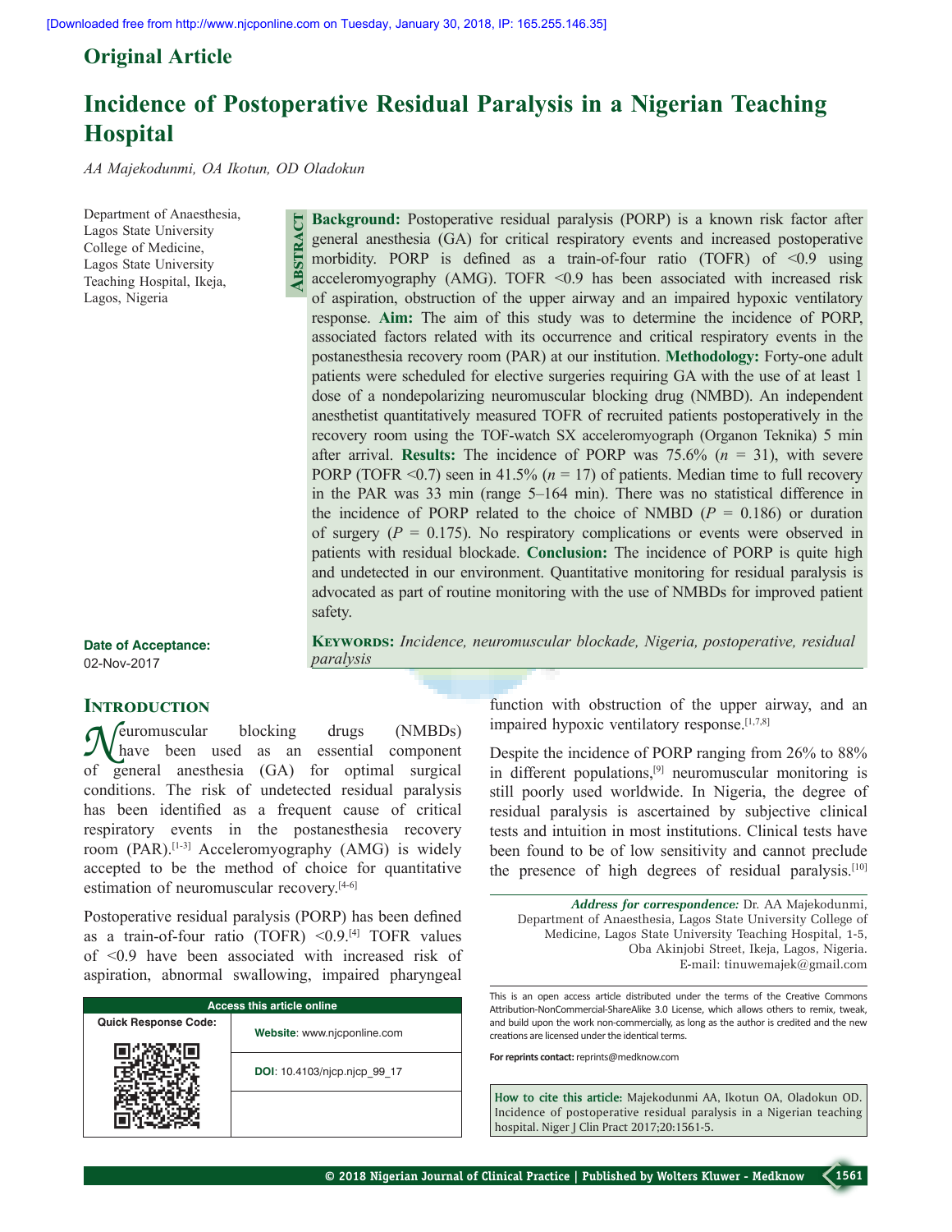Original Article

# Incidence of Postoperative Residual Paralysis in a Nigerian Teaching Hospital

*AA Majekodunmi, OA Ikotun, OD Oladokun*

Department of Anaesthesia, Lagos State University College of Medicine, Lagos State University Teaching Hospital, Ikeja, Lagos, Nigeria

## Abstract

**Background:** Postoperative residual paralysis (PORP) is a known risk factor after general anesthesia (GA) for critical respiratory events and increased postoperative morbidity. PORP is defined as a train-of-four ratio (TOFR) of <0.9 using acceleromyography (AMG). TOFR <0.9 has been associated with increased risk of aspiration, obstruction of the upper airway and an impaired hypoxic ventilatory response. **Aim:** The aim of this study was to determine the incidence of PORP, associated factors related with its occurrence and critical respiratory events in the postanesthesia recovery room (PAR) at our institution. **Methodology:** Forty-one adult patients were scheduled for elective surgeries requiring GA with the use of at least 1 dose of a nondepolarizing neuromuscular blocking drug (NMBD). An independent anesthetist quantitatively measured TOFR of recruited patients postoperatively in the recovery room using the TOF-watch SX acceleromyograph (Organon Teknika) 5 min after arrival. **Results:** The incidence of PORP was 75.6% (*n* = 31), with severe PORP (TOFR <0.7) seen in 41.5% (*n* = 17) of patients. Median time to full recovery in the PAR was 33 min (range 5–164 min). There was no statistical difference in the incidence of PORP related to the choice of NMBD (*P* = 0.186) or duration of surgery (*P* = 0.175). No respiratory complications or events were observed in patients with residual blockade. **Conclusion:** The incidence of PORP is quite high and undetected in our environment. Quantitative monitoring for residual paralysis is advocated as part of routine monitoring with the use of NMBDs for improved patient safety.

**Keywords:** *Incidence, neuromuscular blockade, Nigeria, postoperative, residual paralysis*

**Date of Acceptance:** 02-Nov-2017

## Introduction

Neuromuscular blocking drugs (NMBDs) have been used as an essential component of general anesthesia (GA) for optimal surgical conditions. The risk of undetected residual paralysis has been identified as a frequent cause of critical respiratory events in the postanesthesia recovery room (PAR).[1-3] Acceleromyography (AMG) is widely accepted to be the method of choice for quantitative estimation of neuromuscular recovery.[4-6]

Postoperative residual paralysis (PORP) has been defined as a train-of-four ratio (TOFR) <0.9.[4] TOFR values of <0.9 have been associated with increased risk of aspiration, abnormal swallowing, impaired pharyngeal function with obstruction of the upper airway, and an impaired hypoxic ventilatory response.[1,7,8]

Despite the incidence of PORP ranging from 26% to 88% in different populations,[9] neuromuscular monitoring is still poorly used worldwide. In Nigeria, the degree of residual paralysis is ascertained by subjective clinical tests and intuition in most institutions. Clinical tests have been found to be of low sensitivity and cannot preclude the presence of high degrees of residual paralysis.[10]

***Address for correspondence:*** Dr. AA Majekodunmi, Department of Anaesthesia, Lagos State University College of Medicine, Lagos State University Teaching Hospital, 1-5, Oba Akinjobi Street, Ikeja, Lagos, Nigeria. E-mail: tinuwemajek@gmail.com

| Access this article online | |
|---|---|
| Quick Response Code: | Website: www.njcponline.com |
| | DOI: 10.4103/njcp.njcp_99_17 |

This is an open access article distributed under the terms of the Creative Commons Attribution-NonCommercial-ShareAlike 3.0 License, which allows others to remix, tweak, and build upon the work non-commercially, as long as the author is credited and the new creations are licensed under the identical terms.

**For reprints contact:** reprints@medknow.com

**How to cite this article:** Majekodunmi AA, Ikotun OA, Oladokun OD. Incidence of postoperative residual paralysis in a Nigerian teaching hospital. Niger J Clin Pract 2017;20:1561-5.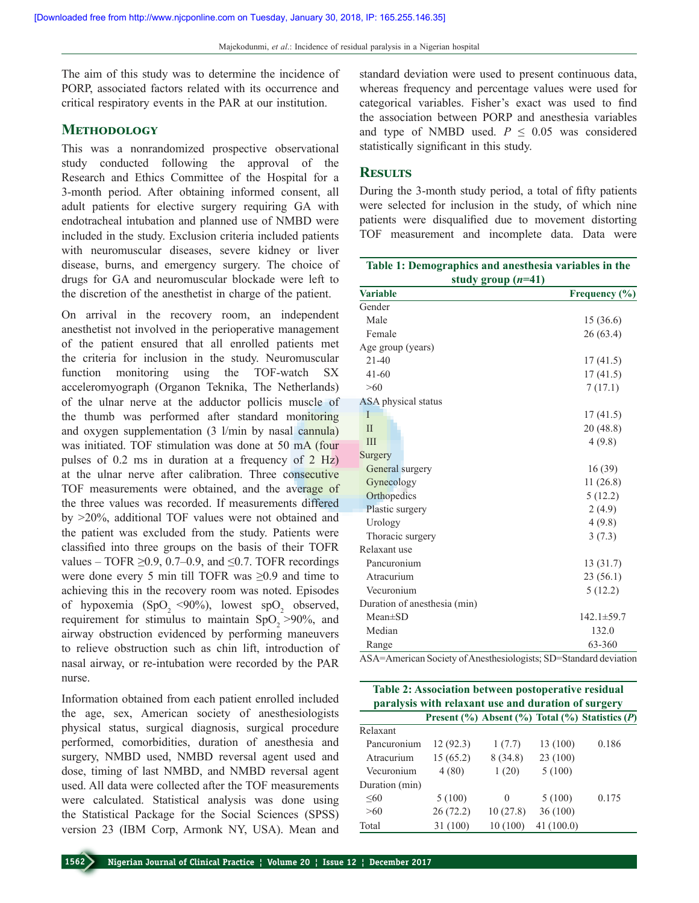The aim of this study was to determine the incidence of PORP, associated factors related with its occurrence and critical respiratory events in the PAR at our institution.

## Methodology

This was a nonrandomized prospective observational study conducted following the approval of the Research and Ethics Committee of the Hospital for a 3-month period. After obtaining informed consent, all adult patients for elective surgery requiring GA with endotracheal intubation and planned use of NMBD were included in the study. Exclusion criteria included patients with neuromuscular diseases, severe kidney or liver disease, burns, and emergency surgery. The choice of drugs for GA and neuromuscular blockade were left to the discretion of the anesthetist in charge of the patient.

On arrival in the recovery room, an independent anesthetist not involved in the perioperative management of the patient ensured that all enrolled patients met the criteria for inclusion in the study. Neuromuscular function monitoring using the TOF-watch SX acceleromyograph (Organon Teknika, The Netherlands) of the ulnar nerve at the adductor pollicis muscle of the thumb was performed after standard monitoring and oxygen supplementation (3 l/min by nasal cannula) was initiated. TOF stimulation was done at 50 mA (four pulses of 0.2 ms in duration at a frequency of 2 Hz) at the ulnar nerve after calibration. Three consecutive TOF measurements were obtained, and the average of the three values was recorded. If measurements differed by >20%, additional TOF values were not obtained and the patient was excluded from the study. Patients were classified into three groups on the basis of their TOFR values – TOFR ≥0.9, 0.7–0.9, and ≤0.7. TOFR recordings were done every 5 min till TOFR was ≥0.9 and time to achieving this in the recovery room was noted. Episodes of hypoxemia ($SpO_2$ <90%), lowest $spO_2$ observed, requirement for stimulus to maintain $SpO_2$ >90%, and airway obstruction evidenced by performing maneuvers to relieve obstruction such as chin lift, introduction of nasal airway, or re-intubation were recorded by the PAR nurse.

Information obtained from each patient enrolled included the age, sex, American society of anesthesiologists physical status, surgical diagnosis, surgical procedure performed, comorbidities, duration of anesthesia and surgery, NMBD used, NMBD reversal agent used and dose, timing of last NMBD, and NMBD reversal agent used. All data were collected after the TOF measurements were calculated. Statistical analysis was done using the Statistical Package for the Social Sciences (SPSS) version 23 (IBM Corp, Armonk NY, USA). Mean and standard deviation were used to present continuous data, whereas frequency and percentage values were used for categorical variables. Fisher's exact was used to find the association between PORP and anesthesia variables and type of NMBD used. $P \leq 0.05$ was considered statistically significant in this study.

## Results

During the 3-month study period, a total of fifty patients were selected for inclusion in the study, of which nine patients were disqualified due to movement distorting TOF measurement and incomplete data. Data were

**Table 1: Demographics and anesthesia variables in the study group (*n*=41)**

| Variable | Frequency (%) |
|---|---|
| Gender | |
| Male | 15 (36.6) |
| Female | 26 (63.4) |
| Age group (years) | |
| 21-40 | 17 (41.5) |
| 41-60 | 17 (41.5) |
| >60 | 7 (17.1) |
| ASA physical status | |
| I | 17 (41.5) |
| II | 20 (48.8) |
| III | 4 (9.8) |
| Surgery | |
| General surgery | 16 (39) |
| Gynecology | 11 (26.8) |
| Orthopedics | 5 (12.2) |
| Plastic surgery | 2 (4.9) |
| Urology | 4 (9.8) |
| Thoracic surgery | 3 (7.3) |
| Relaxant use | |
| Pancuronium | 13 (31.7) |
| Atracurium | 23 (56.1) |
| Vecuronium | 5 (12.2) |
| Duration of anesthesia (min) | |
| Mean±SD | 142.1±59.7 |
| Median | 132.0 |
| Range | 63-360 |

ASA=American Society of Anesthesiologists; SD=Standard deviation

**Table 2: Association between postoperative residual paralysis with relaxant use and duration of surgery**

| | Present (%) | Absent (%) | Total (%) | Statistics (*P*) |
|---|---|---|---|---|
| Relaxant | | | | |
| Pancuronium | 12 (92.3) | 1 (7.7) | 13 (100) | 0.186 |
| Atracurium | 15 (65.2) | 8 (34.8) | 23 (100) | |
| Vecuronium | 4 (80) | 1 (20) | 5 (100) | |
| Duration (min) | | | | |
| ≤60 | 5 (100) | 0 | 5 (100) | 0.175 |
| >60 | 26 (72.2) | 10 (27.8) | 36 (100) | |
| Total | 31 (100) | 10 (100) | 41 (100.0) | |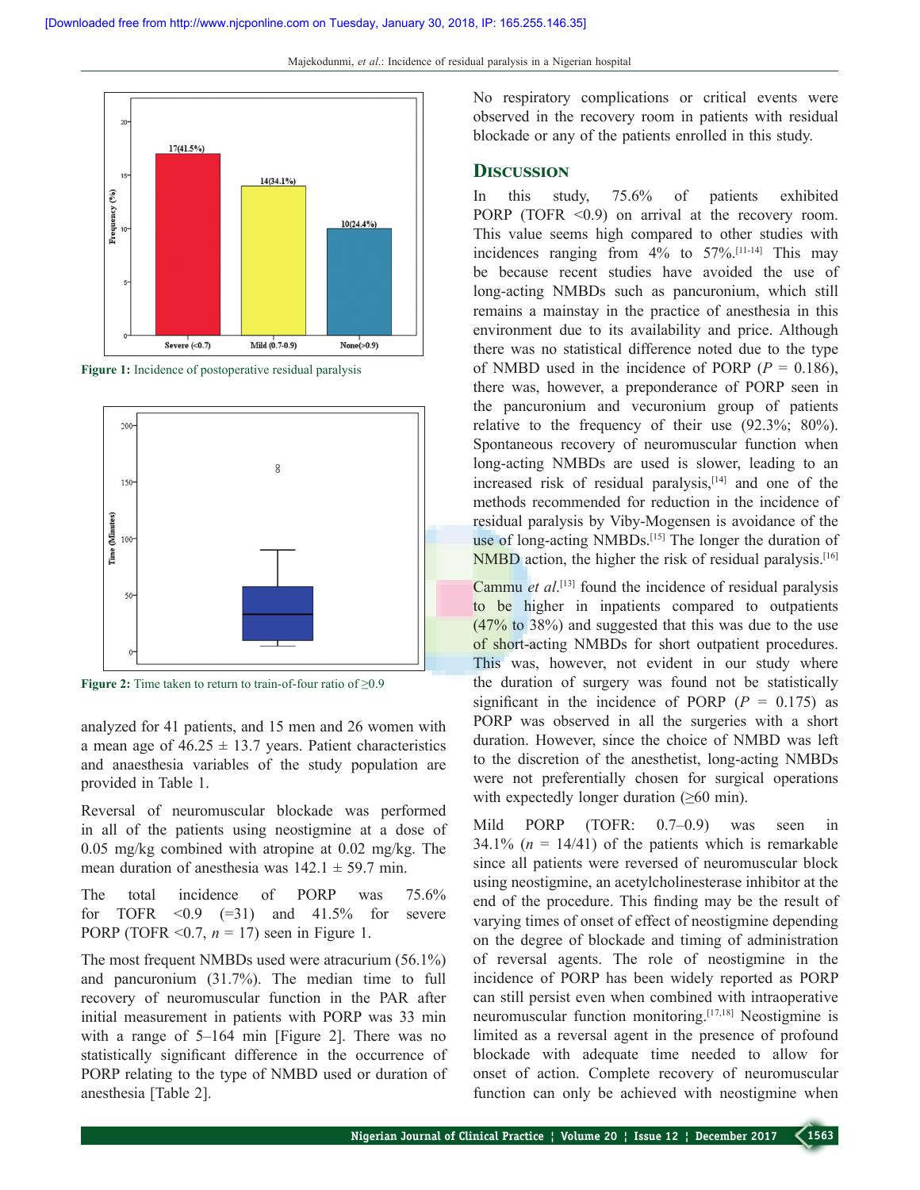Figure 1: Incidence of postoperative residual paralysis

Figure 2: Time taken to return to train-of-four ratio of ≥0.9

analyzed for 41 patients, and 15 men and 26 women with a mean age of 46.25 ± 13.7 years. Patient characteristics and anaesthesia variables of the study population are provided in Table 1.

Reversal of neuromuscular blockade was performed in all of the patients using neostigmine at a dose of 0.05 mg/kg combined with atropine at 0.02 mg/kg. The mean duration of anesthesia was 142.1 ± 59.7 min.

The total incidence of PORP was 75.6% for TOFR <0.9 (=31) and 41.5% for severe PORP (TOFR <0.7, *n* = 17) seen in Figure 1.

The most frequent NMBDs used were atracurium (56.1%) and pancuronium (31.7%). The median time to full recovery of neuromuscular function in the PAR after initial measurement in patients with PORP was 33 min with a range of 5–164 min [Figure 2]. There was no statistically significant difference in the occurrence of PORP relating to the type of NMBD used or duration of anesthesia [Table 2].

No respiratory complications or critical events were observed in the recovery room in patients with residual blockade or any of the patients enrolled in this study.

## Discussion

In this study, 75.6% of patients exhibited PORP (TOFR <0.9) on arrival at the recovery room. This value seems high compared to other studies with incidences ranging from 4% to 57%.[11-14] This may be because recent studies have avoided the use of long-acting NMBDs such as pancuronium, which still remains a mainstay in the practice of anesthesia in this environment due to its availability and price. Although there was no statistical difference noted due to the type of NMBD used in the incidence of PORP (*P* = 0.186), there was, however, a preponderance of PORP seen in the pancuronium and vecuronium group of patients relative to the frequency of their use (92.3%; 80%). Spontaneous recovery of neuromuscular function when long-acting NMBDs are used is slower, leading to an increased risk of residual paralysis,[14] and one of the methods recommended for reduction in the incidence of residual paralysis by Viby-Mogensen is avoidance of the use of long-acting NMBDs.[15] The longer the duration of NMBD action, the higher the risk of residual paralysis.[16]

Cammu *et al*.[13] found the incidence of residual paralysis to be higher in inpatients compared to outpatients (47% to 38%) and suggested that this was due to the use of short-acting NMBDs for short outpatient procedures. This was, however, not evident in our study where the duration of surgery was found not be statistically significant in the incidence of PORP (*P* = 0.175) as PORP was observed in all the surgeries with a short duration. However, since the choice of NMBD was left to the discretion of the anesthetist, long-acting NMBDs were not preferentially chosen for surgical operations with expectedly longer duration (≥60 min).

Mild PORP (TOFR: 0.7–0.9) was seen in 34.1% (*n* = 14/41) of the patients which is remarkable since all patients were reversed of neuromuscular block using neostigmine, an acetylcholinesterase inhibitor at the end of the procedure. This finding may be the result of varying times of onset of effect of neostigmine depending on the degree of blockade and timing of administration of reversal agents. The role of neostigmine in the incidence of PORP has been widely reported as PORP can still persist even when combined with intraoperative neuromuscular function monitoring.[17,18] Neostigmine is limited as a reversal agent in the presence of profound blockade with adequate time needed to allow for onset of action. Complete recovery of neuromuscular function can only be achieved with neostigmine when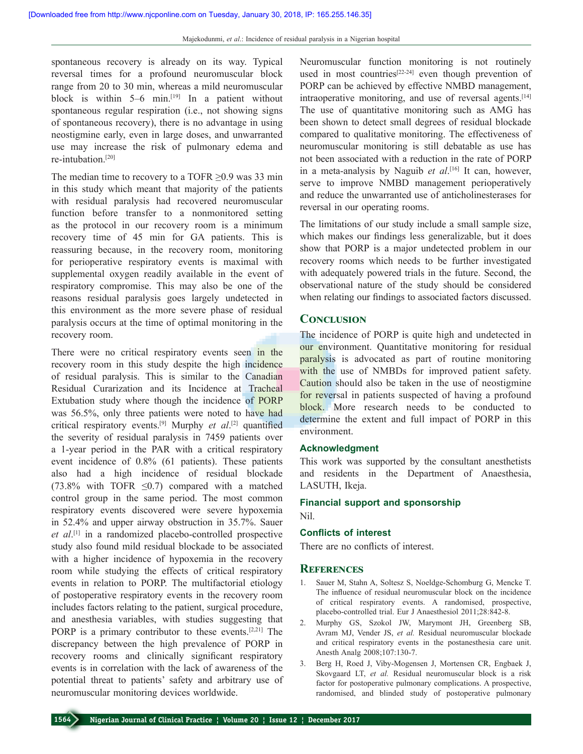spontaneous recovery is already on its way. Typical reversal times for a profound neuromuscular block range from 20 to 30 min, whereas a mild neuromuscular block is within 5–6 min.[19] In a patient without spontaneous regular respiration (i.e., not showing signs of spontaneous recovery), there is no advantage in using neostigmine early, even in large doses, and unwarranted use may increase the risk of pulmonary edema and re-intubation.[20]

The median time to recovery to a TOFR ≥0.9 was 33 min in this study which meant that majority of the patients with residual paralysis had recovered neuromuscular function before transfer to a nonmonitored setting as the protocol in our recovery room is a minimum recovery time of 45 min for GA patients. This is reassuring because, in the recovery room, monitoring for perioperative respiratory events is maximal with supplemental oxygen readily available in the event of respiratory compromise. This may also be one of the reasons residual paralysis goes largely undetected in this environment as the more severe phase of residual paralysis occurs at the time of optimal monitoring in the recovery room.

There were no critical respiratory events seen in the recovery room in this study despite the high incidence of residual paralysis. This is similar to the Canadian Residual Curarization and its Incidence at Tracheal Extubation study where though the incidence of PORP was 56.5%, only three patients were noted to have had critical respiratory events.[9] Murphy *et al*.[2] quantified the severity of residual paralysis in 7459 patients over a 1-year period in the PAR with a critical respiratory event incidence of 0.8% (61 patients). These patients also had a high incidence of residual blockade (73.8% with TOFR ≤0.7) compared with a matched control group in the same period. The most common respiratory events discovered were severe hypoxemia in 52.4% and upper airway obstruction in 35.7%. Sauer *et al*.[1] in a randomized placebo-controlled prospective study also found mild residual blockade to be associated with a higher incidence of hypoxemia in the recovery room while studying the effects of critical respiratory events in relation to PORP. The multifactorial etiology of postoperative respiratory events in the recovery room includes factors relating to the patient, surgical procedure, and anesthesia variables, with studies suggesting that PORP is a primary contributor to these events.[2,21] The discrepancy between the high prevalence of PORP in recovery rooms and clinically significant respiratory events is in correlation with the lack of awareness of the potential threat to patients' safety and arbitrary use of neuromuscular monitoring devices worldwide.

Neuromuscular function monitoring is not routinely used in most countries[22-24] even though prevention of PORP can be achieved by effective NMBD management, intraoperative monitoring, and use of reversal agents.[14] The use of quantitative monitoring such as AMG has been shown to detect small degrees of residual blockade compared to qualitative monitoring. The effectiveness of neuromuscular monitoring is still debatable as use has not been associated with a reduction in the rate of PORP in a meta-analysis by Naguib *et al*.[16] It can, however, serve to improve NMBD management perioperatively and reduce the unwarranted use of anticholinesterases for reversal in our operating rooms.

The limitations of our study include a small sample size, which makes our findings less generalizable, but it does show that PORP is a major undetected problem in our recovery rooms which needs to be further investigated with adequately powered trials in the future. Second, the observational nature of the study should be considered when relating our findings to associated factors discussed.

## Conclusion

The incidence of PORP is quite high and undetected in our environment. Quantitative monitoring for residual paralysis is advocated as part of routine monitoring with the use of NMBDs for improved patient safety. Caution should also be taken in the use of neostigmine for reversal in patients suspected of having a profound block. More research needs to be conducted to determine the extent and full impact of PORP in this environment.

### Acknowledgment

This work was supported by the consultant anesthetists and residents in the Department of Anaesthesia, LASUTH, Ikeja.

### Financial support and sponsorship

Nil.

### Conflicts of interest

There are no conflicts of interest.

## References

1. Sauer M, Stahn A, Soltesz S, Noeldge-Schomburg G, Mencke T. The influence of residual neuromuscular block on the incidence of critical respiratory events. A randomised, prospective, placebo-controlled trial. Eur J Anaesthesiol 2011;28:842-8.
2. Murphy GS, Szokol JW, Marymont JH, Greenberg SB, Avram MJ, Vender JS, *et al.* Residual neuromuscular blockade and critical respiratory events in the postanesthesia care unit. Anesth Analg 2008;107:130-7.
3. Berg H, Roed J, Viby-Mogensen J, Mortensen CR, Engbaek J, Skovgaard LT, *et al.* Residual neuromuscular block is a risk factor for postoperative pulmonary complications. A prospective, randomised, and blinded study of postoperative pulmonary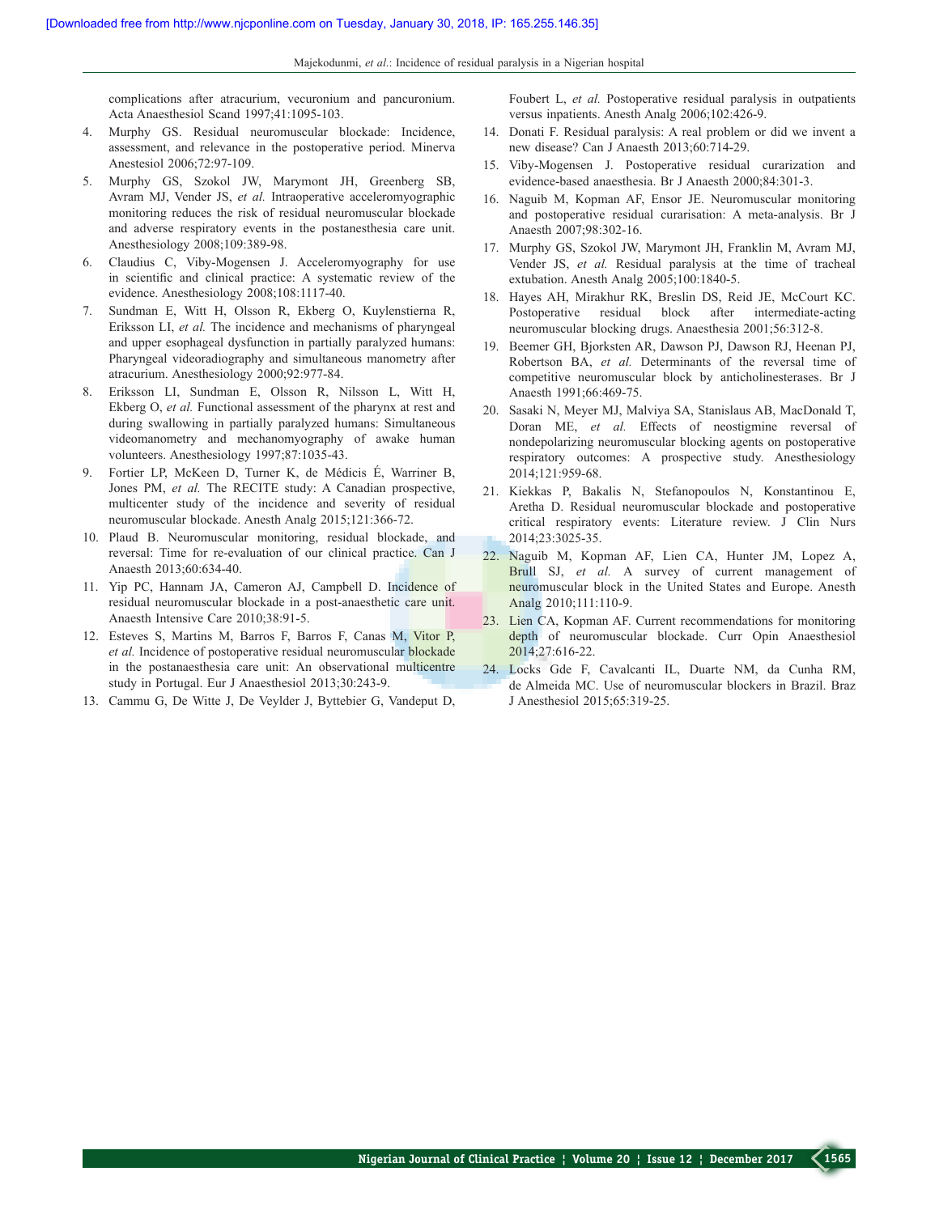complications after atracurium, vecuronium and pancuronium. Acta Anaesthesiol Scand 1997;41:1095-103.

4. Murphy GS. Residual neuromuscular blockade: Incidence, assessment, and relevance in the postoperative period. Minerva Anestesiol 2006;72:97-109.
5. Murphy GS, Szokol JW, Marymont JH, Greenberg SB, Avram MJ, Vender JS, *et al.* Intraoperative acceleromyographic monitoring reduces the risk of residual neuromuscular blockade and adverse respiratory events in the postanesthesia care unit. Anesthesiology 2008;109:389-98.
6. Claudius C, Viby-Mogensen J. Acceleromyography for use in scientific and clinical practice: A systematic review of the evidence. Anesthesiology 2008;108:1117-40.
7. Sundman E, Witt H, Olsson R, Ekberg O, Kuylenstierna R, Eriksson LI, *et al.* The incidence and mechanisms of pharyngeal and upper esophageal dysfunction in partially paralyzed humans: Pharyngeal videoradiography and simultaneous manometry after atracurium. Anesthesiology 2000;92:977-84.
8. Eriksson LI, Sundman E, Olsson R, Nilsson L, Witt H, Ekberg O, *et al.* Functional assessment of the pharynx at rest and during swallowing in partially paralyzed humans: Simultaneous videomanometry and mechanomyography of awake human volunteers. Anesthesiology 1997;87:1035-43.
9. Fortier LP, McKeen D, Turner K, de Médicis É, Warriner B, Jones PM, *et al.* The RECITE study: A Canadian prospective, multicenter study of the incidence and severity of residual neuromuscular blockade. Anesth Analg 2015;121:366-72.
10. Plaud B. Neuromuscular monitoring, residual blockade, and reversal: Time for re-evaluation of our clinical practice. Can J Anaesth 2013;60:634-40.
11. Yip PC, Hannam JA, Cameron AJ, Campbell D. Incidence of residual neuromuscular blockade in a post-anaesthetic care unit. Anaesth Intensive Care 2010;38:91-5.
12. Esteves S, Martins M, Barros F, Barros F, Canas M, Vitor P, *et al.* Incidence of postoperative residual neuromuscular blockade in the postanaesthesia care unit: An observational multicentre study in Portugal. Eur J Anaesthesiol 2013;30:243-9.
13. Cammu G, De Witte J, De Veylder J, Byttebier G, Vandeput D, Foubert L, *et al.* Postoperative residual paralysis in outpatients versus inpatients. Anesth Analg 2006;102:426-9.
14. Donati F. Residual paralysis: A real problem or did we invent a new disease? Can J Anaesth 2013;60:714-29.
15. Viby-Mogensen J. Postoperative residual curarization and evidence-based anaesthesia. Br J Anaesth 2000;84:301-3.
16. Naguib M, Kopman AF, Ensor JE. Neuromuscular monitoring and postoperative residual curarisation: A meta-analysis. Br J Anaesth 2007;98:302-16.
17. Murphy GS, Szokol JW, Marymont JH, Franklin M, Avram MJ, Vender JS, *et al.* Residual paralysis at the time of tracheal extubation. Anesth Analg 2005;100:1840-5.
18. Hayes AH, Mirakhur RK, Breslin DS, Reid JE, McCourt KC. Postoperative residual block after intermediate-acting neuromuscular blocking drugs. Anaesthesia 2001;56:312-8.
19. Beemer GH, Bjorksten AR, Dawson PJ, Dawson RJ, Heenan PJ, Robertson BA, *et al.* Determinants of the reversal time of competitive neuromuscular block by anticholinesterases. Br J Anaesth 1991;66:469-75.
20. Sasaki N, Meyer MJ, Malviya SA, Stanislaus AB, MacDonald T, Doran ME, *et al.* Effects of neostigmine reversal of nondepolarizing neuromuscular blocking agents on postoperative respiratory outcomes: A prospective study. Anesthesiology 2014;121:959-68.
21. Kiekkas P, Bakalis N, Stefanopoulos N, Konstantinou E, Aretha D. Residual neuromuscular blockade and postoperative critical respiratory events: Literature review. J Clin Nurs 2014;23:3025-35.
22. Naguib M, Kopman AF, Lien CA, Hunter JM, Lopez A, Brull SJ, *et al.* A survey of current management of neuromuscular block in the United States and Europe. Anesth Analg 2010;111:110-9.
23. Lien CA, Kopman AF. Current recommendations for monitoring depth of neuromuscular blockade. Curr Opin Anaesthesiol 2014;27:616-22.
24. Locks Gde F, Cavalcanti IL, Duarte NM, da Cunha RM, de Almeida MC. Use of neuromuscular blockers in Brazil. Braz J Anesthesiol 2015;65:319-25.